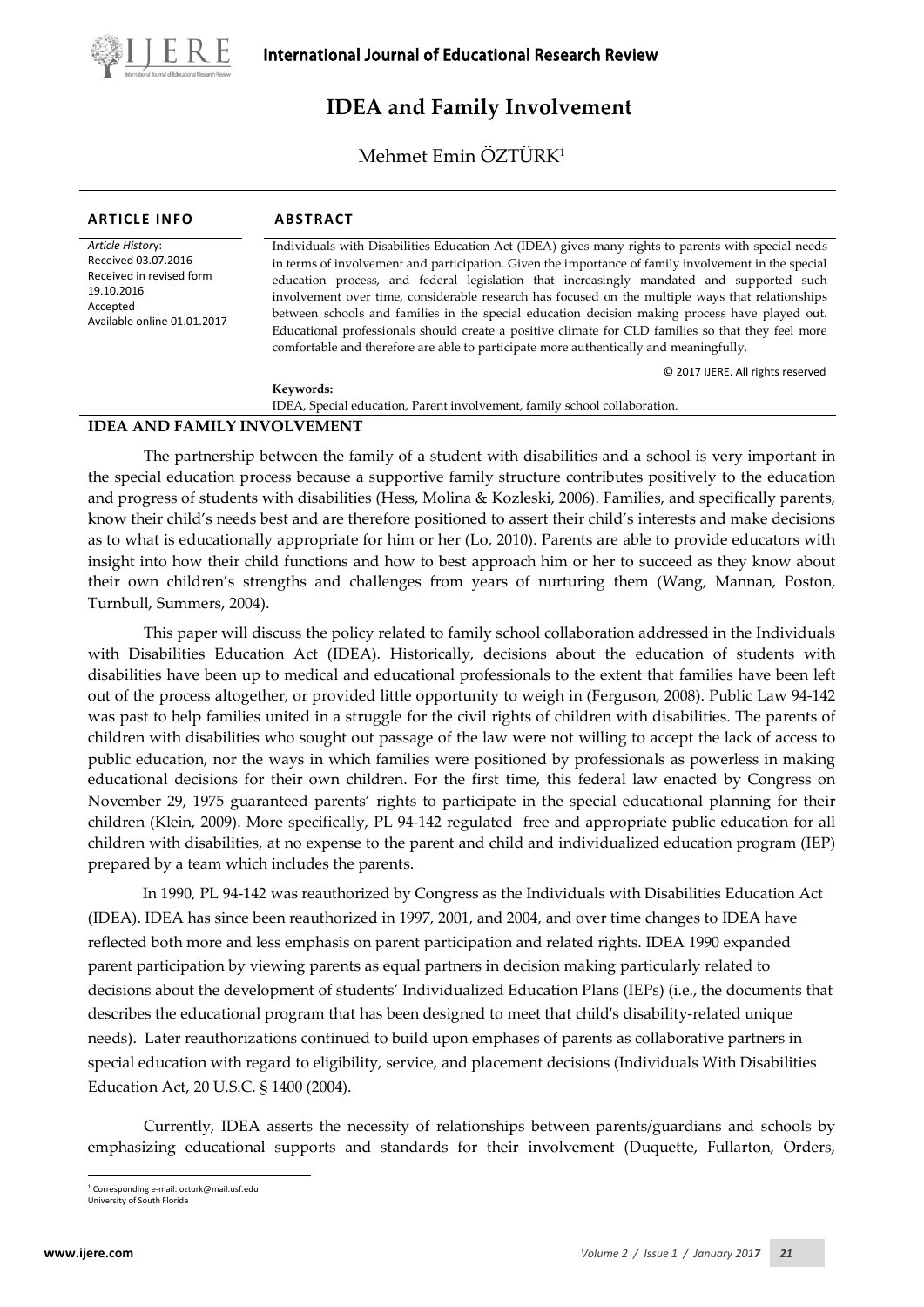# IDEA and Family Involvement

Mehmet Emin ÖZTÜRK[1]

**ARTICLE INFO**

*Article History*:
Received 03.07.2016
Received in revised form 19.10.2016
Accepted
Available online 01.01.2017

**ABSTRACT**

Individuals with Disabilities Education Act (IDEA) gives many rights to parents with special needs in terms of involvement and participation. Given the importance of family involvement in the special education process, and federal legislation that increasingly mandated and supported such involvement over time, considerable research has focused on the multiple ways that relationships between schools and families in the special education decision making process have played out. Educational professionals should create a positive climate for CLD families so that they feel more comfortable and therefore are able to participate more authentically and meaningfully.

© 2017 IJERE. All rights reserved

**Keywords:**
IDEA, Special education, Parent involvement, family school collaboration.

## IDEA AND FAMILY INVOLVEMENT

The partnership between the family of a student with disabilities and a school is very important in the special education process because a supportive family structure contributes positively to the education and progress of students with disabilities (Hess, Molina & Kozleski, 2006). Families, and specifically parents, know their child's needs best and are therefore positioned to assert their child's interests and make decisions as to what is educationally appropriate for him or her (Lo, 2010). Parents are able to provide educators with insight into how their child functions and how to best approach him or her to succeed as they know about their own children's strengths and challenges from years of nurturing them (Wang, Mannan, Poston, Turnbull, Summers, 2004).

This paper will discuss the policy related to family school collaboration addressed in the Individuals with Disabilities Education Act (IDEA). Historically, decisions about the education of students with disabilities have been up to medical and educational professionals to the extent that families have been left out of the process altogether, or provided little opportunity to weigh in (Ferguson, 2008). Public Law 94-142 was past to help families united in a struggle for the civil rights of children with disabilities. The parents of children with disabilities who sought out passage of the law were not willing to accept the lack of access to public education, nor the ways in which families were positioned by professionals as powerless in making educational decisions for their own children. For the first time, this federal law enacted by Congress on November 29, 1975 guaranteed parents' rights to participate in the special educational planning for their children (Klein, 2009). More specifically, PL 94-142 regulated free and appropriate public education for all children with disabilities, at no expense to the parent and child and individualized education program (IEP) prepared by a team which includes the parents.

In 1990, PL 94-142 was reauthorized by Congress as the Individuals with Disabilities Education Act (IDEA). IDEA has since been reauthorized in 1997, 2001, and 2004, and over time changes to IDEA have reflected both more and less emphasis on parent participation and related rights. IDEA 1990 expanded parent participation by viewing parents as equal partners in decision making particularly related to decisions about the development of students' Individualized Education Plans (IEPs) (i.e., the documents that describes the educational program that has been designed to meet that child's disability-related unique needs). Later reauthorizations continued to build upon emphases of parents as collaborative partners in special education with regard to eligibility, service, and placement decisions (Individuals With Disabilities Education Act, 20 U.S.C. § 1400 (2004).

Currently, IDEA asserts the necessity of relationships between parents/guardians and schools by emphasizing educational supports and standards for their involvement (Duquette, Fullarton, Orders,

---

[1] Corresponding e-mail: ozturk@mail.usf.edu
University of South Florida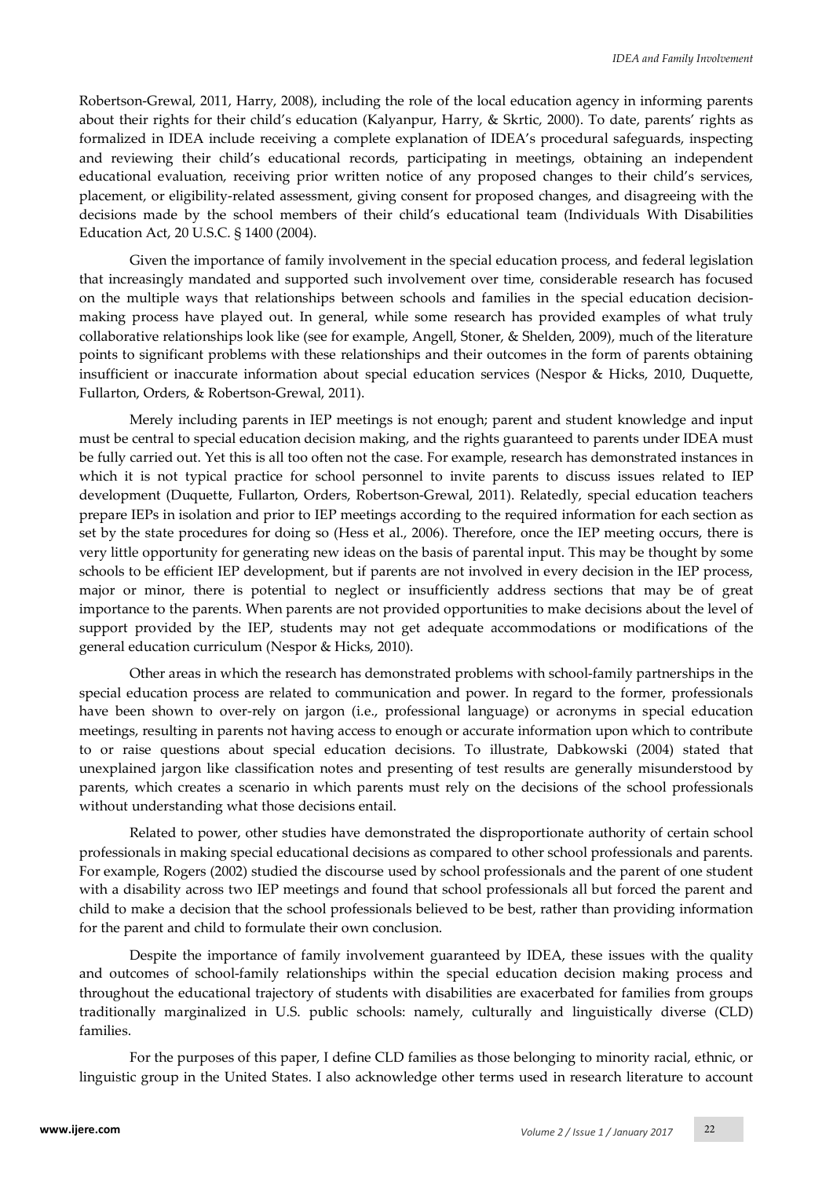Robertson-Grewal, 2011, Harry, 2008), including the role of the local education agency in informing parents about their rights for their child's education (Kalyanpur, Harry, & Skrtic, 2000). To date, parents' rights as formalized in IDEA include receiving a complete explanation of IDEA's procedural safeguards, inspecting and reviewing their child's educational records, participating in meetings, obtaining an independent educational evaluation, receiving prior written notice of any proposed changes to their child's services, placement, or eligibility-related assessment, giving consent for proposed changes, and disagreeing with the decisions made by the school members of their child's educational team (Individuals With Disabilities Education Act, 20 U.S.C. § 1400 (2004).

Given the importance of family involvement in the special education process, and federal legislation that increasingly mandated and supported such involvement over time, considerable research has focused on the multiple ways that relationships between schools and families in the special education decision-making process have played out. In general, while some research has provided examples of what truly collaborative relationships look like (see for example, Angell, Stoner, & Shelden, 2009), much of the literature points to significant problems with these relationships and their outcomes in the form of parents obtaining insufficient or inaccurate information about special education services (Nespor & Hicks, 2010, Duquette, Fullarton, Orders, & Robertson-Grewal, 2011).

Merely including parents in IEP meetings is not enough; parent and student knowledge and input must be central to special education decision making, and the rights guaranteed to parents under IDEA must be fully carried out. Yet this is all too often not the case. For example, research has demonstrated instances in which it is not typical practice for school personnel to invite parents to discuss issues related to IEP development (Duquette, Fullarton, Orders, Robertson-Grewal, 2011). Relatedly, special education teachers prepare IEPs in isolation and prior to IEP meetings according to the required information for each section as set by the state procedures for doing so (Hess et al., 2006). Therefore, once the IEP meeting occurs, there is very little opportunity for generating new ideas on the basis of parental input. This may be thought by some schools to be efficient IEP development, but if parents are not involved in every decision in the IEP process, major or minor, there is potential to neglect or insufficiently address sections that may be of great importance to the parents. When parents are not provided opportunities to make decisions about the level of support provided by the IEP, students may not get adequate accommodations or modifications of the general education curriculum (Nespor & Hicks, 2010).

Other areas in which the research has demonstrated problems with school-family partnerships in the special education process are related to communication and power. In regard to the former, professionals have been shown to over-rely on jargon (i.e., professional language) or acronyms in special education meetings, resulting in parents not having access to enough or accurate information upon which to contribute to or raise questions about special education decisions. To illustrate, Dabkowski (2004) stated that unexplained jargon like classification notes and presenting of test results are generally misunderstood by parents, which creates a scenario in which parents must rely on the decisions of the school professionals without understanding what those decisions entail.

Related to power, other studies have demonstrated the disproportionate authority of certain school professionals in making special educational decisions as compared to other school professionals and parents. For example, Rogers (2002) studied the discourse used by school professionals and the parent of one student with a disability across two IEP meetings and found that school professionals all but forced the parent and child to make a decision that the school professionals believed to be best, rather than providing information for the parent and child to formulate their own conclusion.

Despite the importance of family involvement guaranteed by IDEA, these issues with the quality and outcomes of school-family relationships within the special education decision making process and throughout the educational trajectory of students with disabilities are exacerbated for families from groups traditionally marginalized in U.S. public schools: namely, culturally and linguistically diverse (CLD) families.

For the purposes of this paper, I define CLD families as those belonging to minority racial, ethnic, or linguistic group in the United States. I also acknowledge other terms used in research literature to account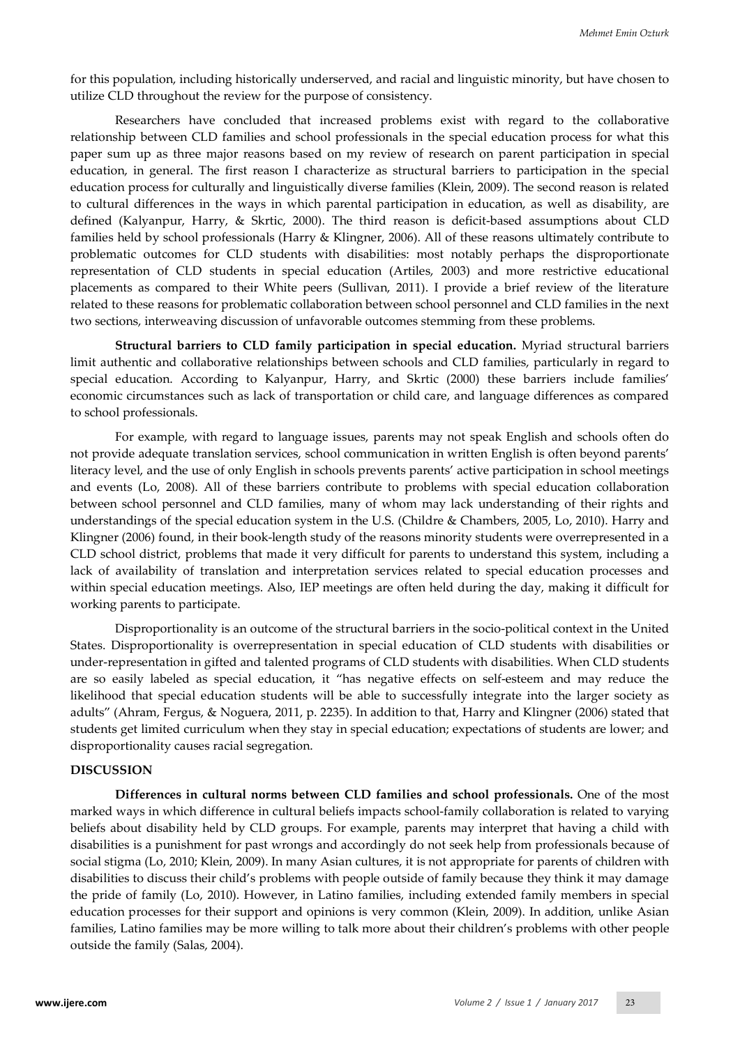for this population, including historically underserved, and racial and linguistic minority, but have chosen to utilize CLD throughout the review for the purpose of consistency.

Researchers have concluded that increased problems exist with regard to the collaborative relationship between CLD families and school professionals in the special education process for what this paper sum up as three major reasons based on my review of research on parent participation in special education, in general. The first reason I characterize as structural barriers to participation in the special education process for culturally and linguistically diverse families (Klein, 2009). The second reason is related to cultural differences in the ways in which parental participation in education, as well as disability, are defined (Kalyanpur, Harry, & Skrtic, 2000). The third reason is deficit-based assumptions about CLD families held by school professionals (Harry & Klingner, 2006). All of these reasons ultimately contribute to problematic outcomes for CLD students with disabilities: most notably perhaps the disproportionate representation of CLD students in special education (Artiles, 2003) and more restrictive educational placements as compared to their White peers (Sullivan, 2011). I provide a brief review of the literature related to these reasons for problematic collaboration between school personnel and CLD families in the next two sections, interweaving discussion of unfavorable outcomes stemming from these problems.

**Structural barriers to CLD family participation in special education.** Myriad structural barriers limit authentic and collaborative relationships between schools and CLD families, particularly in regard to special education. According to Kalyanpur, Harry, and Skrtic (2000) these barriers include families' economic circumstances such as lack of transportation or child care, and language differences as compared to school professionals.

For example, with regard to language issues, parents may not speak English and schools often do not provide adequate translation services, school communication in written English is often beyond parents' literacy level, and the use of only English in schools prevents parents' active participation in school meetings and events (Lo, 2008). All of these barriers contribute to problems with special education collaboration between school personnel and CLD families, many of whom may lack understanding of their rights and understandings of the special education system in the U.S. (Childre & Chambers, 2005, Lo, 2010). Harry and Klingner (2006) found, in their book-length study of the reasons minority students were overrepresented in a CLD school district, problems that made it very difficult for parents to understand this system, including a lack of availability of translation and interpretation services related to special education processes and within special education meetings. Also, IEP meetings are often held during the day, making it difficult for working parents to participate.

Disproportionality is an outcome of the structural barriers in the socio-political context in the United States. Disproportionality is overrepresentation in special education of CLD students with disabilities or under-representation in gifted and talented programs of CLD students with disabilities. When CLD students are so easily labeled as special education, it "has negative effects on self-esteem and may reduce the likelihood that special education students will be able to successfully integrate into the larger society as adults" (Ahram, Fergus, & Noguera, 2011, p. 2235). In addition to that, Harry and Klingner (2006) stated that students get limited curriculum when they stay in special education; expectations of students are lower; and disproportionality causes racial segregation.

## DISCUSSION

**Differences in cultural norms between CLD families and school professionals.** One of the most marked ways in which difference in cultural beliefs impacts school-family collaboration is related to varying beliefs about disability held by CLD groups. For example, parents may interpret that having a child with disabilities is a punishment for past wrongs and accordingly do not seek help from professionals because of social stigma (Lo, 2010; Klein, 2009). In many Asian cultures, it is not appropriate for parents of children with disabilities to discuss their child's problems with people outside of family because they think it may damage the pride of family (Lo, 2010). However, in Latino families, including extended family members in special education processes for their support and opinions is very common (Klein, 2009). In addition, unlike Asian families, Latino families may be more willing to talk more about their children's problems with other people outside the family (Salas, 2004).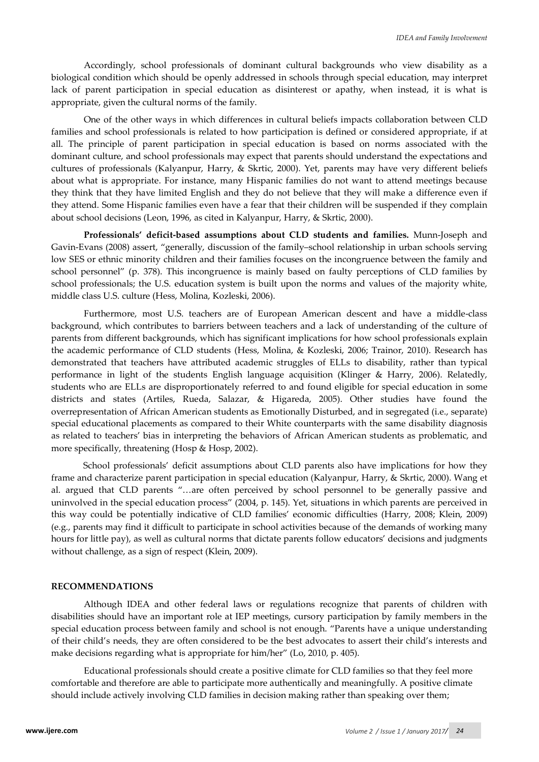Accordingly, school professionals of dominant cultural backgrounds who view disability as a biological condition which should be openly addressed in schools through special education, may interpret lack of parent participation in special education as disinterest or apathy, when instead, it is what is appropriate, given the cultural norms of the family.

One of the other ways in which differences in cultural beliefs impacts collaboration between CLD families and school professionals is related to how participation is defined or considered appropriate, if at all. The principle of parent participation in special education is based on norms associated with the dominant culture, and school professionals may expect that parents should understand the expectations and cultures of professionals (Kalyanpur, Harry, & Skrtic, 2000). Yet, parents may have very different beliefs about what is appropriate. For instance, many Hispanic families do not want to attend meetings because they think that they have limited English and they do not believe that they will make a difference even if they attend. Some Hispanic families even have a fear that their children will be suspended if they complain about school decisions (Leon, 1996, as cited in Kalyanpur, Harry, & Skrtic, 2000).

**Professionals' deficit-based assumptions about CLD students and families.** Munn-Joseph and Gavin-Evans (2008) assert, "generally, discussion of the family–school relationship in urban schools serving low SES or ethnic minority children and their families focuses on the incongruence between the family and school personnel" (p. 378). This incongruence is mainly based on faulty perceptions of CLD families by school professionals; the U.S. education system is built upon the norms and values of the majority white, middle class U.S. culture (Hess, Molina, Kozleski, 2006).

Furthermore, most U.S. teachers are of European American descent and have a middle-class background, which contributes to barriers between teachers and a lack of understanding of the culture of parents from different backgrounds, which has significant implications for how school professionals explain the academic performance of CLD students (Hess, Molina, & Kozleski, 2006; Trainor, 2010). Research has demonstrated that teachers have attributed academic struggles of ELLs to disability, rather than typical performance in light of the students English language acquisition (Klinger & Harry, 2006). Relatedly, students who are ELLs are disproportionately referred to and found eligible for special education in some districts and states (Artiles, Rueda, Salazar, & Higareda, 2005). Other studies have found the overrepresentation of African American students as Emotionally Disturbed, and in segregated (i.e., separate) special educational placements as compared to their White counterparts with the same disability diagnosis as related to teachers' bias in interpreting the behaviors of African American students as problematic, and more specifically, threatening (Hosp & Hosp, 2002).

School professionals' deficit assumptions about CLD parents also have implications for how they frame and characterize parent participation in special education (Kalyanpur, Harry, & Skrtic, 2000). Wang et al. argued that CLD parents "…are often perceived by school personnel to be generally passive and uninvolved in the special education process" (2004, p. 145). Yet, situations in which parents are perceived in this way could be potentially indicative of CLD families' economic difficulties (Harry, 2008; Klein, 2009) (e.g., parents may find it difficult to participate in school activities because of the demands of working many hours for little pay), as well as cultural norms that dictate parents follow educators' decisions and judgments without challenge, as a sign of respect (Klein, 2009).

## RECOMMENDATIONS

Although IDEA and other federal laws or regulations recognize that parents of children with disabilities should have an important role at IEP meetings, cursory participation by family members in the special education process between family and school is not enough. "Parents have a unique understanding of their child's needs, they are often considered to be the best advocates to assert their child's interests and make decisions regarding what is appropriate for him/her" (Lo, 2010, p. 405).

Educational professionals should create a positive climate for CLD families so that they feel more comfortable and therefore are able to participate more authentically and meaningfully. A positive climate should include actively involving CLD families in decision making rather than speaking over them;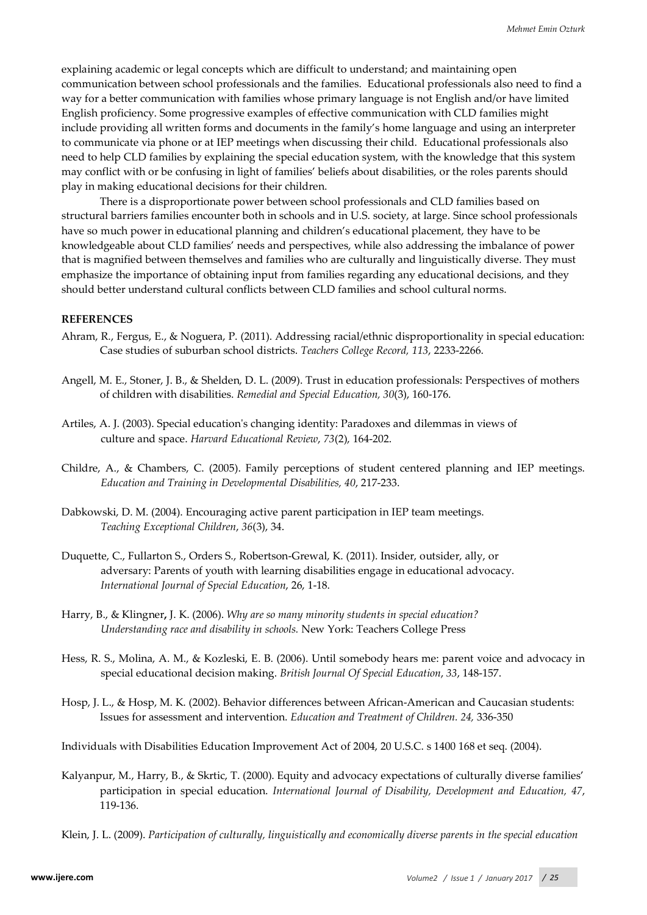explaining academic or legal concepts which are difficult to understand; and maintaining open communication between school professionals and the families. Educational professionals also need to find a way for a better communication with families whose primary language is not English and/or have limited English proficiency. Some progressive examples of effective communication with CLD families might include providing all written forms and documents in the family's home language and using an interpreter to communicate via phone or at IEP meetings when discussing their child. Educational professionals also need to help CLD families by explaining the special education system, with the knowledge that this system may conflict with or be confusing in light of families' beliefs about disabilities, or the roles parents should play in making educational decisions for their children.

There is a disproportionate power between school professionals and CLD families based on structural barriers families encounter both in schools and in U.S. society, at large. Since school professionals have so much power in educational planning and children's educational placement, they have to be knowledgeable about CLD families' needs and perspectives, while also addressing the imbalance of power that is magnified between themselves and families who are culturally and linguistically diverse. They must emphasize the importance of obtaining input from families regarding any educational decisions, and they should better understand cultural conflicts between CLD families and school cultural norms.

**REFERENCES**

Ahram, R., Fergus, E., & Noguera, P. (2011). Addressing racial/ethnic disproportionality in special education: Case studies of suburban school districts. *Teachers College Record, 113*, 2233-2266.

Angell, M. E., Stoner, J. B., & Shelden, D. L. (2009). Trust in education professionals: Perspectives of mothers of children with disabilities. *Remedial and Special Education, 30*(3), 160-176.

Artiles, A. J. (2003). Special education's changing identity: Paradoxes and dilemmas in views of culture and space. *Harvard Educational Review*, *73*(2), 164-202.

Childre, A., & Chambers, C. (2005). Family perceptions of student centered planning and IEP meetings. *Education and Training in Developmental Disabilities, 40*, 217-233.

Dabkowski, D. M. (2004). Encouraging active parent participation in IEP team meetings. *Teaching Exceptional Children*, *36*(3), 34.

Duquette, C., Fullarton S., Orders S., Robertson-Grewal, K. (2011). Insider, outsider, ally, or adversary: Parents of youth with learning disabilities engage in educational advocacy. *International Journal of Special Education*, 26, 1-18.

Harry, B., & Klingner**,** J. K. (2006). *Why are so many minority students in special education? Understanding race and disability in schools.* New York: Teachers College Press

Hess, R. S., Molina, A. M., & Kozleski, E. B. (2006). Until somebody hears me: parent voice and advocacy in special educational decision making. *British Journal Of Special Education*, *33*, 148-157.

Hosp, J. L., & Hosp, M. K. (2002). Behavior differences between African-American and Caucasian students: Issues for assessment and intervention. *Education and Treatment of Children. 24,* 336-350

Individuals with Disabilities Education Improvement Act of 2004, 20 U.S.C. s 1400 168 et seq. (2004).

Kalyanpur, M., Harry, B., & Skrtic, T. (2000). Equity and advocacy expectations of culturally diverse families' participation in special education. *International Journal of Disability, Development and Education, 47*, 119-136.

Klein, J. L. (2009). *Participation of culturally, linguistically and economically diverse parents in the special education*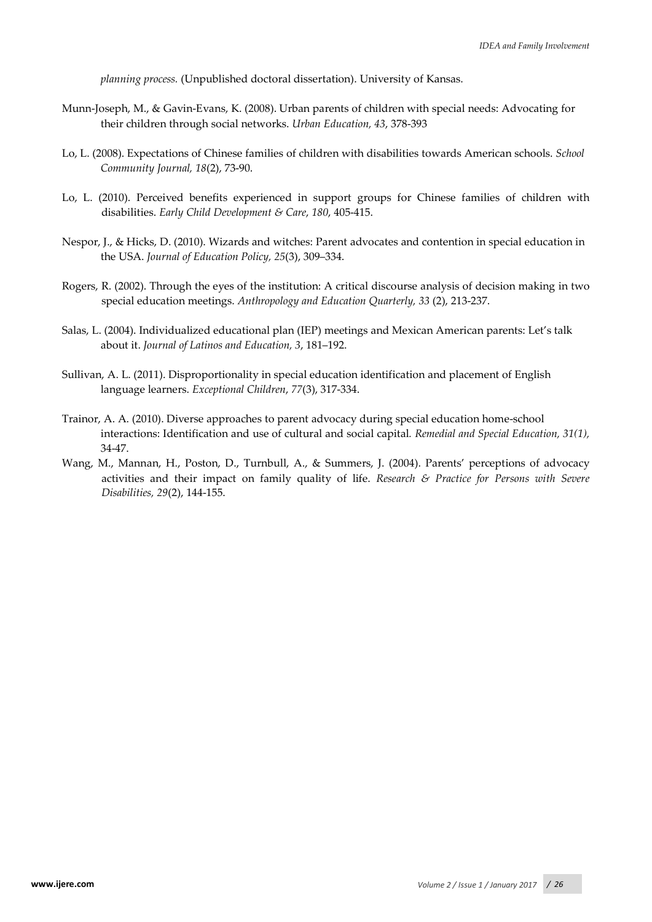*planning process.* (Unpublished doctoral dissertation). University of Kansas.

Munn-Joseph, M., & Gavin-Evans, K. (2008). Urban parents of children with special needs: Advocating for their children through social networks. *Urban Education, 43*, 378-393

Lo, L. (2008). Expectations of Chinese families of children with disabilities towards American schools. *School Community Journal, 18*(2), 73-90.

Lo, L. (2010). Perceived benefits experienced in support groups for Chinese families of children with disabilities. *Early Child Development & Care*, *180*, 405-415.

Nespor, J., & Hicks, D. (2010). Wizards and witches: Parent advocates and contention in special education in the USA. *Journal of Education Policy, 25*(3), 309–334.

Rogers, R. (2002). Through the eyes of the institution: A critical discourse analysis of decision making in two special education meetings. *Anthropology and Education Quarterly, 33* (2), 213-237.

Salas, L. (2004). Individualized educational plan (IEP) meetings and Mexican American parents: Let's talk about it. *Journal of Latinos and Education, 3*, 181–192.

Sullivan, A. L. (2011). Disproportionality in special education identification and placement of English language learners. *Exceptional Children*, *77*(3), 317-334.

Trainor, A. A. (2010). Diverse approaches to parent advocacy during special education home-school interactions: Identification and use of cultural and social capital. *Remedial and Special Education, 31(1),* 34-47.

Wang, M., Mannan, H., Poston, D., Turnbull, A., & Summers, J. (2004). Parents' perceptions of advocacy activities and their impact on family quality of life. *Research & Practice for Persons with Severe Disabilities, 29*(2), 144-155.